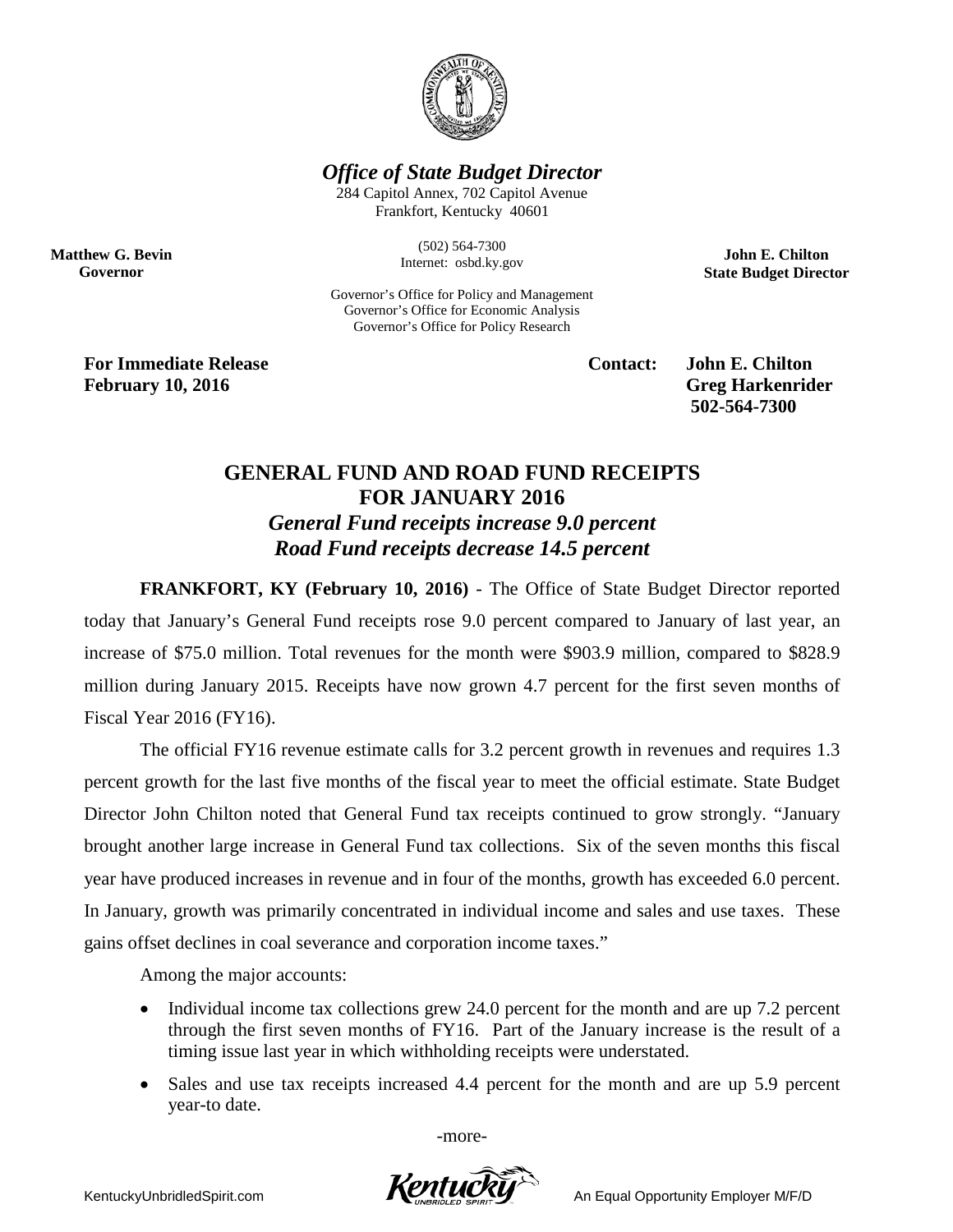**Office of State Budget Director**

284 Capitol Annex, 702 Capitol Avenue
Frankfort, Kentucky 40601

(502) 564-7300
Internet: osbd.ky.gov

Governor's Office for Policy and Management
Governor's Office for Economic Analysis
Governor's Office for Policy Research

**Matthew G. Bevin**
**Governor**

**John E. Chilton**
**State Budget Director**

**For Immediate Release**
**February 10, 2016**

**Contact: John E. Chilton**
**Greg Harkenrider**
**502-564-7300**

# GENERAL FUND AND ROAD FUND RECEIPTS FOR JANUARY 2016

## *General Fund receipts increase 9.0 percent*

## *Road Fund receipts decrease 14.5 percent*

**FRANKFORT, KY (February 10, 2016)** - The Office of State Budget Director reported today that January's General Fund receipts rose 9.0 percent compared to January of last year, an increase of $75.0 million. Total revenues for the month were $903.9 million, compared to $828.9 million during January 2015. Receipts have now grown 4.7 percent for the first seven months of Fiscal Year 2016 (FY16).

The official FY16 revenue estimate calls for 3.2 percent growth in revenues and requires 1.3 percent growth for the last five months of the fiscal year to meet the official estimate. State Budget Director John Chilton noted that General Fund tax receipts continued to grow strongly. "January brought another large increase in General Fund tax collections. Six of the seven months this fiscal year have produced increases in revenue and in four of the months, growth has exceeded 6.0 percent. In January, growth was primarily concentrated in individual income and sales and use taxes. These gains offset declines in coal severance and corporation income taxes."

Among the major accounts:

- Individual income tax collections grew 24.0 percent for the month and are up 7.2 percent through the first seven months of FY16. Part of the January increase is the result of a timing issue last year in which withholding receipts were understated.
- Sales and use tax receipts increased 4.4 percent for the month and are up 5.9 percent year-to date.

-more-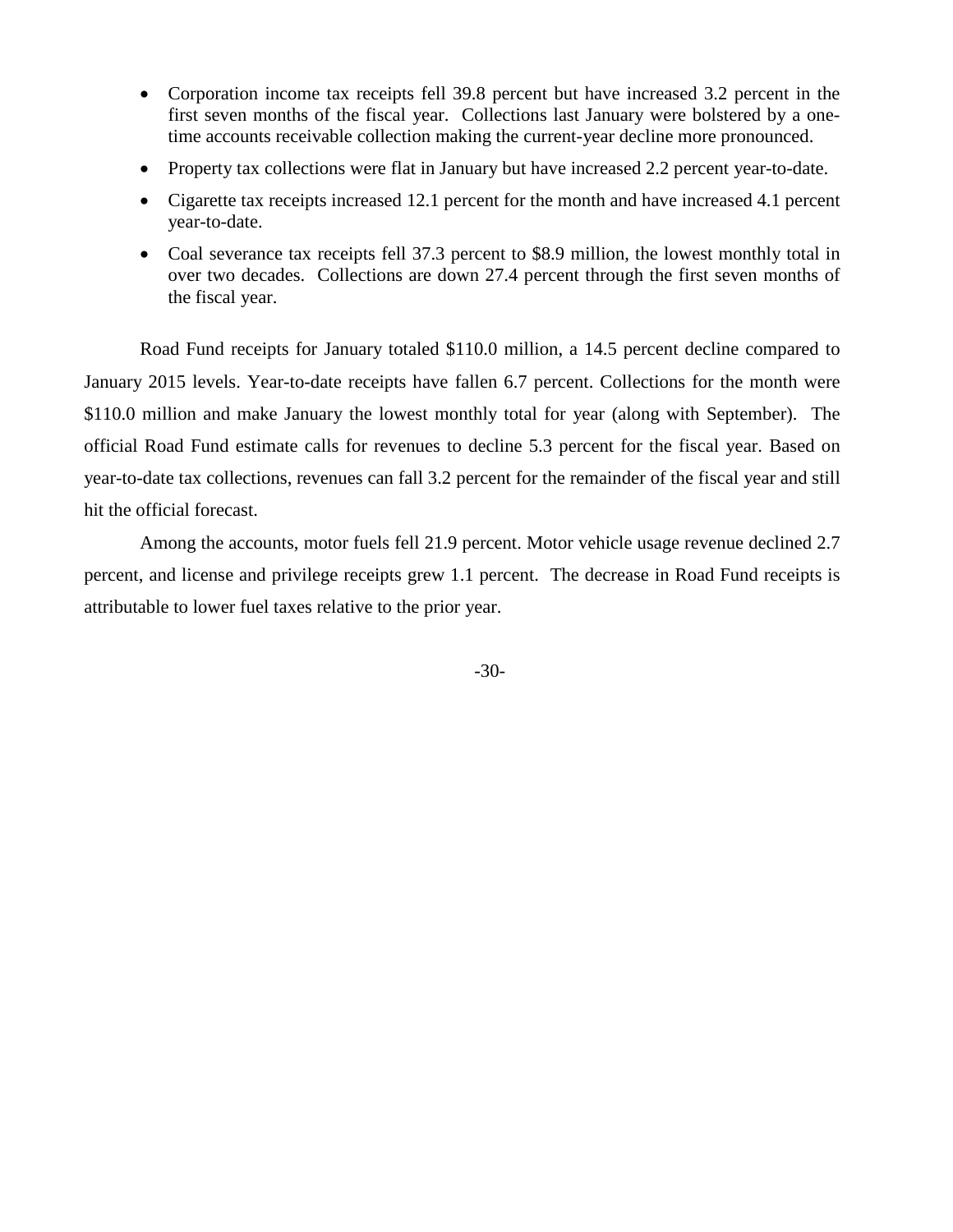- Corporation income tax receipts fell 39.8 percent but have increased 3.2 percent in the first seven months of the fiscal year. Collections last January were bolstered by a one-time accounts receivable collection making the current-year decline more pronounced.
- Property tax collections were flat in January but have increased 2.2 percent year-to-date.
- Cigarette tax receipts increased 12.1 percent for the month and have increased 4.1 percent year-to-date.
- Coal severance tax receipts fell 37.3 percent to $8.9 million, the lowest monthly total in over two decades. Collections are down 27.4 percent through the first seven months of the fiscal year.

Road Fund receipts for January totaled $110.0 million, a 14.5 percent decline compared to January 2015 levels. Year-to-date receipts have fallen 6.7 percent. Collections for the month were $110.0 million and make January the lowest monthly total for year (along with September). The official Road Fund estimate calls for revenues to decline 5.3 percent for the fiscal year. Based on year-to-date tax collections, revenues can fall 3.2 percent for the remainder of the fiscal year and still hit the official forecast.

Among the accounts, motor fuels fell 21.9 percent. Motor vehicle usage revenue declined 2.7 percent, and license and privilege receipts grew 1.1 percent. The decrease in Road Fund receipts is attributable to lower fuel taxes relative to the prior year.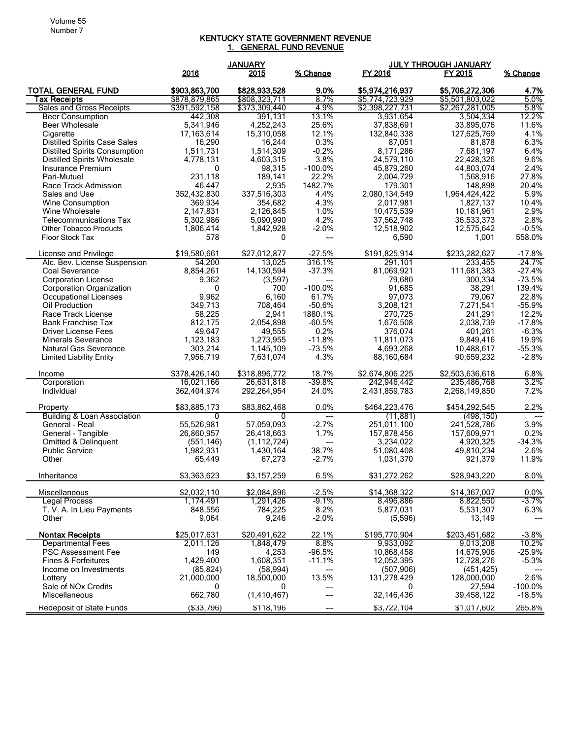# KENTUCKY STATE GOVERNMENT REVENUE

## 1. GENERAL FUND REVENUE

| | JANUARY | | | JULY THROUGH JANUARY | | |
|---|---|---|---|---|---|---|
| | 2016 | 2015 | % Change | FY 2016 | FY 2015 | % Change |
| **TOTAL GENERAL FUND** | **$903,863,700** | **$828,933,528** | **9.0%** | **$5,974,216,937** | **$5,706,272,306** | **4.7%** |
| **Tax Receipts** | $878,879,865 | $808,323,711 | 8.7% | $5,774,723,929 | $5,501,803,022 | 5.0% |
| Sales and Gross Receipts | $391,592,158 | $373,309,440 | 4.9% | $2,398,227,731 | $2,267,281,005 | 5.8% |
| Beer Consumption | 442,308 | 391,131 | 13.1% | 3,931,654 | 3,504,334 | 12.2% |
| Beer Wholesale | 5,341,946 | 4,252,243 | 25.6% | 37,838,691 | 33,895,076 | 11.6% |
| Cigarette | 17,163,614 | 15,310,058 | 12.1% | 132,840,338 | 127,625,769 | 4.1% |
| Distilled Spirits Case Sales | 16,290 | 16,244 | 0.3% | 87,051 | 81,878 | 6.3% |
| Distilled Spirits Consumption | 1,511,731 | 1,514,309 | -0.2% | 8,171,286 | 7,681,197 | 6.4% |
| Distilled Spirits Wholesale | 4,778,131 | 4,603,315 | 3.8% | 24,579,110 | 22,428,326 | 9.6% |
| Insurance Premium | 0 | 98,315 | -100.0% | 45,879,260 | 44,803,074 | 2.4% |
| Pari-Mutuel | 231,118 | 189,141 | 22.2% | 2,004,729 | 1,568,916 | 27.8% |
| Race Track Admission | 46,447 | 2,935 | 1482.7% | 179,301 | 148,898 | 20.4% |
| Sales and Use | 352,432,830 | 337,516,303 | 4.4% | 2,080,134,549 | 1,964,424,422 | 5.9% |
| Wine Consumption | 369,934 | 354,682 | 4.3% | 2,017,981 | 1,827,137 | 10.4% |
| Wine Wholesale | 2,147,831 | 2,126,845 | 1.0% | 10,475,539 | 10,181,961 | 2.9% |
| Telecommunications Tax | 5,302,986 | 5,090,990 | 4.2% | 37,562,748 | 36,533,373 | 2.8% |
| Other Tobacco Products | 1,806,414 | 1,842,928 | -2.0% | 12,518,902 | 12,575,642 | -0.5% |
| Floor Stock Tax | 578 | 0 | --- | 6,590 | 1,001 | 558.0% |
| License and Privilege | $19,580,661 | $27,012,877 | -27.5% | $191,825,914 | $233,282,627 | -17.8% |
| Alc. Bev. License Suspension | 54,200 | 13,025 | 316.1% | 291,101 | 233,455 | 24.7% |
| Coal Severance | 8,854,261 | 14,130,594 | -37.3% | 81,069,921 | 111,681,383 | -27.4% |
| Corporation License | 9,362 | (3,597) | --- | 79,680 | 300,334 | -73.5% |
| Corporation Organization | 0 | 700 | -100.0% | 91,685 | 38,291 | 139.4% |
| Occupational Licenses | 9,962 | 6,160 | 61.7% | 97,073 | 79,067 | 22.8% |
| Oil Production | 349,713 | 708,464 | -50.6% | 3,208,121 | 7,271,541 | -55.9% |
| Race Track License | 58,225 | 2,941 | 1880.1% | 270,725 | 241,291 | 12.2% |
| Bank Franchise Tax | 812,175 | 2,054,898 | -60.5% | 1,676,508 | 2,038,739 | -17.8% |
| Driver License Fees | 49,647 | 49,555 | 0.2% | 376,074 | 401,261 | -6.3% |
| Minerals Severance | 1,123,183 | 1,273,955 | -11.8% | 11,811,073 | 9,849,416 | 19.9% |
| Natural Gas Severance | 303,214 | 1,145,109 | -73.5% | 4,693,268 | 10,488,617 | -55.3% |
| Limited Liability Entity | 7,956,719 | 7,631,074 | 4.3% | 88,160,684 | 90,659,232 | -2.8% |
| Income | $378,426,140 | $318,896,772 | 18.7% | $2,674,806,225 | $2,503,636,618 | 6.8% |
| Corporation | 16,021,166 | 26,631,818 | -39.8% | 242,946,442 | 235,486,768 | 3.2% |
| Individual | 362,404,974 | 292,264,954 | 24.0% | 2,431,859,783 | 2,268,149,850 | 7.2% |
| Property | $83,885,173 | $83,862,468 | 0.0% | $464,223,476 | $454,292,545 | 2.2% |
| Building & Loan Association | 0 | 0 | --- | (11,881) | (498,150) | --- |
| General - Real | 55,526,981 | 57,059,093 | -2.7% | 251,011,100 | 241,528,786 | 3.9% |
| General - Tangible | 26,860,957 | 26,418,663 | 1.7% | 157,878,456 | 157,609,971 | 0.2% |
| Omitted & Delinquent | (551,146) | (1,112,724) | --- | 3,234,022 | 4,920,325 | -34.3% |
| Public Service | 1,982,931 | 1,430,164 | 38.7% | 51,080,408 | 49,810,234 | 2.6% |
| Other | 65,449 | 67,273 | -2.7% | 1,031,370 | 921,379 | 11.9% |
| Inheritance | $3,363,623 | $3,157,259 | 6.5% | $31,272,262 | $28,943,220 | 8.0% |
| Miscellaneous | $2,032,110 | $2,084,896 | -2.5% | $14,368,322 | $14,367,007 | 0.0% |
| Legal Process | 1,174,491 | 1,291,426 | -9.1% | 8,496,886 | 8,822,550 | -3.7% |
| T. V. A. In Lieu Payments | 848,556 | 784,225 | 8.2% | 5,877,031 | 5,531,307 | 6.3% |
| Other | 9,064 | 9,246 | -2.0% | (5,596) | 13,149 | --- |
| **Nontax Receipts** | $25,017,631 | $20,491,622 | 22.1% | $195,770,904 | $203,451,682 | -3.8% |
| Departmental Fees | 2,011,126 | 1,848,479 | 8.8% | 9,933,092 | 9,013,208 | 10.2% |
| PSC Assessment Fee | 149 | 4,253 | -96.5% | 10,868,458 | 14,675,906 | -25.9% |
| Fines & Forfeitures | 1,429,400 | 1,608,351 | -11.1% | 12,052,395 | 12,728,276 | -5.3% |
| Income on Investments | (85,824) | (58,994) | --- | (507,906) | (451,425) | --- |
| Lottery | 21,000,000 | 18,500,000 | 13.5% | 131,278,429 | 128,000,000 | 2.6% |
| Sale of NOx Credits | 0 | 0 | --- | 0 | 27,594 | -100.0% |
| Miscellaneous | 662,780 | (1,410,467) | --- | 32,146,436 | 39,458,122 | -18.5% |
| Redeposit of State Funds | ($33,796) | $118,196 | --- | $3,722,104 | $1,017,602 | 265.8% |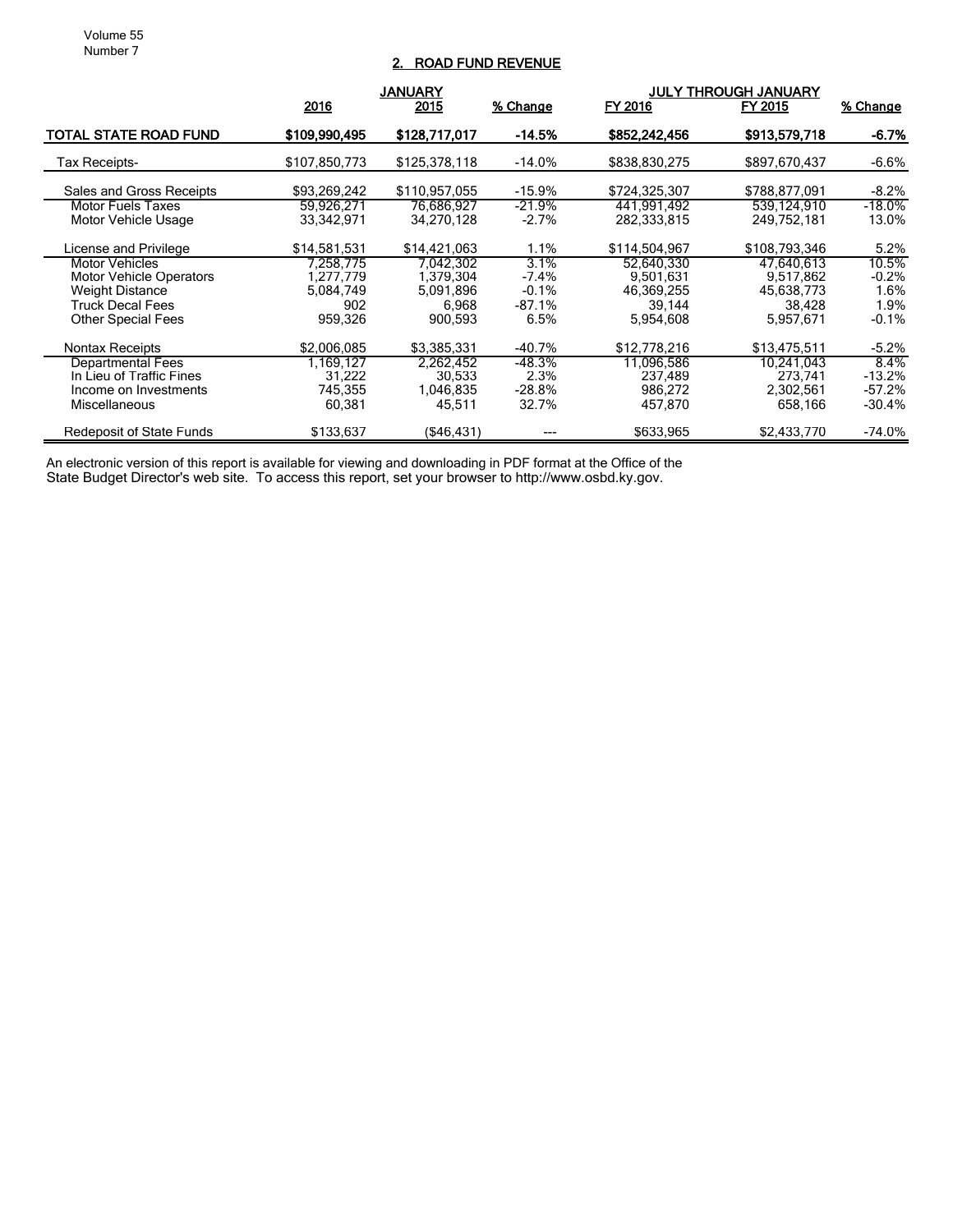## 2. ROAD FUND REVENUE

| | JANUARY | | | JULY THROUGH JANUARY | | |
|---|---|---|---|---|---|---|
| | 2016 | 2015 | % Change | FY 2016 | FY 2015 | % Change |
| **TOTAL STATE ROAD FUND** | **$109,990,495** | **$128,717,017** | **-14.5%** | **$852,242,456** | **$913,579,718** | **-6.7%** |
| Tax Receipts- | $107,850,773 | $125,378,118 | -14.0% | $838,830,275 | $897,670,437 | -6.6% |
| Sales and Gross Receipts | $93,269,242 | $110,957,055 | -15.9% | $724,325,307 | $788,877,091 | -8.2% |
| Motor Fuels Taxes | 59,926,271 | 76,686,927 | -21.9% | 441,991,492 | 539,124,910 | -18.0% |
| Motor Vehicle Usage | 33,342,971 | 34,270,128 | -2.7% | 282,333,815 | 249,752,181 | 13.0% |
| License and Privilege | $14,581,531 | $14,421,063 | 1.1% | $114,504,967 | $108,793,346 | 5.2% |
| Motor Vehicles | 7,258,775 | 7,042,302 | 3.1% | 52,640,330 | 47,640,613 | 10.5% |
| Motor Vehicle Operators | 1,277,779 | 1,379,304 | -7.4% | 9,501,631 | 9,517,862 | -0.2% |
| Weight Distance | 5,084,749 | 5,091,896 | -0.1% | 46,369,255 | 45,638,773 | 1.6% |
| Truck Decal Fees | 902 | 6,968 | -87.1% | 39,144 | 38,428 | 1.9% |
| Other Special Fees | 959,326 | 900,593 | 6.5% | 5,954,608 | 5,957,671 | -0.1% |
| Nontax Receipts | $2,006,085 | $3,385,331 | -40.7% | $12,778,216 | $13,475,511 | -5.2% |
| Departmental Fees | 1,169,127 | 2,262,452 | -48.3% | 11,096,586 | 10,241,043 | 8.4% |
| In Lieu of Traffic Fines | 31,222 | 30,533 | 2.3% | 237,489 | 273,741 | -13.2% |
| Income on Investments | 745,355 | 1,046,835 | -28.8% | 986,272 | 2,302,561 | -57.2% |
| Miscellaneous | 60,381 | 45,511 | 32.7% | 457,870 | 658,166 | -30.4% |
| Redeposit of State Funds | $133,637 | ($46,431) | --- | $633,965 | $2,433,770 | -74.0% |

An electronic version of this report is available for viewing and downloading in PDF format at the Office of the State Budget Director's web site. To access this report, set your browser to http://www.osbd.ky.gov.